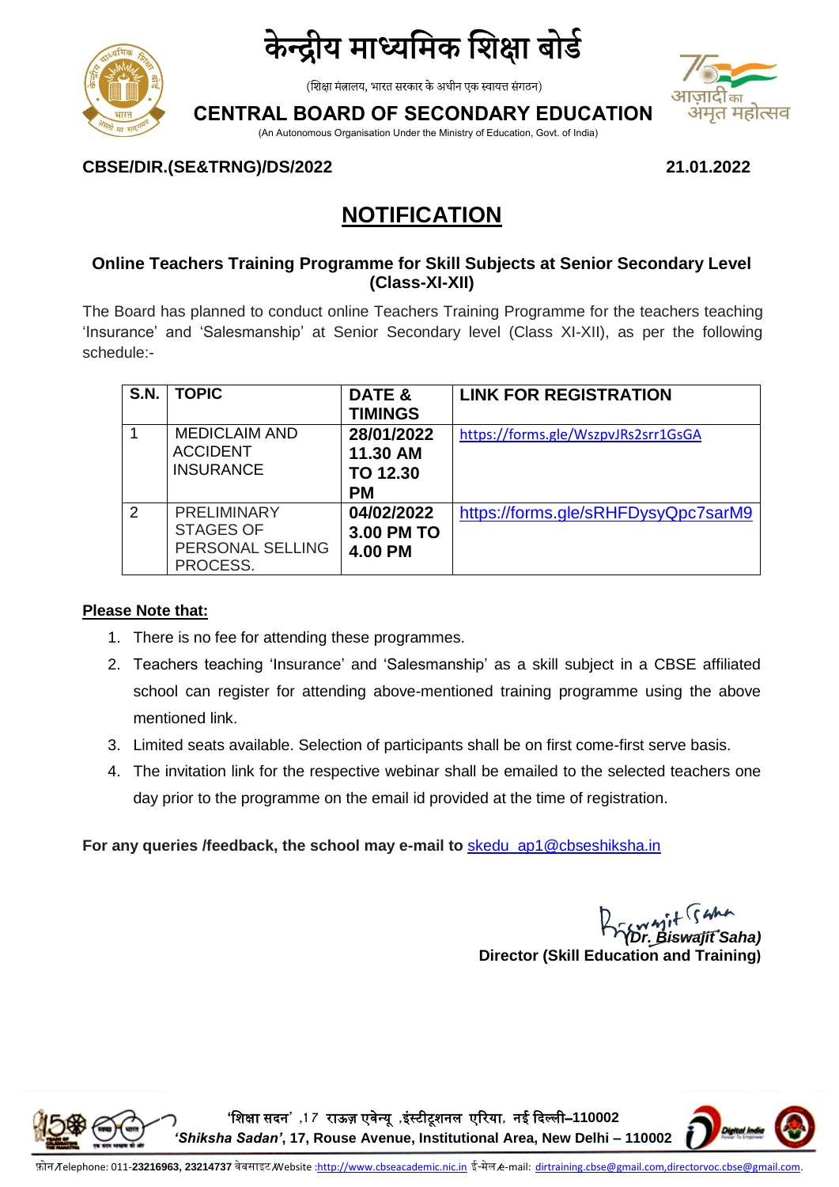# केन्द्रीय माध्यमिक शिक्षा बोर्ड

(शिक्षा मंत्रालय, भारत सरकार के अधीन एक स्वायत्त संगठन)

# CENTRAL BOARD OF SECONDARY EDUCATION

(An Autonomous Organisation Under the Ministry of Education, Govt. of India)

**CBSE/DIR.(SE&TRNG)/DS/2022** **21.01.2022**

## NOTIFICATION

### Online Teachers Training Programme for Skill Subjects at Senior Secondary Level (Class-XI-XII)

The Board has planned to conduct online Teachers Training Programme for the teachers teaching 'Insurance' and 'Salesmanship' at Senior Secondary level (Class XI-XII), as per the following schedule:-

| S.N. | TOPIC | DATE & TIMINGS | LINK FOR REGISTRATION |
|---|---|---|---|
| 1 | MEDICLAIM AND ACCIDENT INSURANCE | **28/01/2022 11.30 AM TO 12.30 PM** | https://forms.gle/WszpvJRs2srr1GsGA |
| 2 | PRELIMINARY STAGES OF PERSONAL SELLING PROCESS. | **04/02/2022 3.00 PM TO 4.00 PM** | https://forms.gle/sRHFDysyQpc7sarM9 |

**Please Note that:**

1. There is no fee for attending these programmes.
2. Teachers teaching 'Insurance' and 'Salesmanship' as a skill subject in a CBSE affiliated school can register for attending above-mentioned training programme using the above mentioned link.
3. Limited seats available. Selection of participants shall be on first come-first serve basis.
4. The invitation link for the respective webinar shall be emailed to the selected teachers one day prior to the programme on the email id provided at the time of registration.

**For any queries /feedback, the school may e-mail to** skedu_ap1@cbseshiksha.in

***(Dr. Biswajit Saha)***
**Director (Skill Education and Training)**

'शिक्षा सदन' ,17 राऊज़ एवेन्यू ,इंस्टीट्यूशनल एरिया, नई दिल्ली–110002
***'Shiksha Sadan'*, 17, Rouse Avenue, Institutional Area, New Delhi – 110002**

फ़ोन/Telephone: 011-**23216963, 23214737** वेबसाइट/Website :http://www.cbseacademic.nic.in ई-मेल/e-mail: dirtraining.cbse@gmail.com,directorvoc.cbse@gmail.com.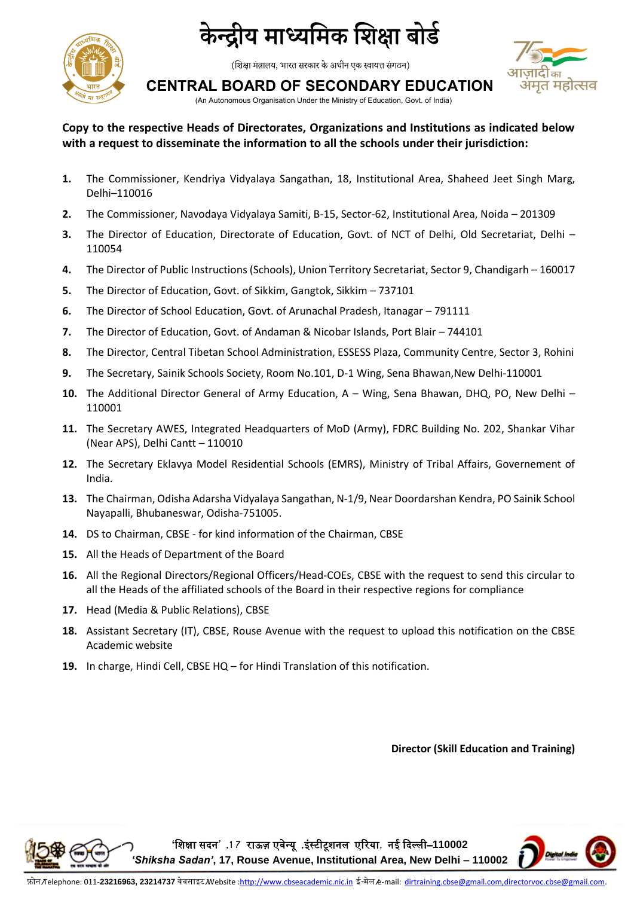# केन्द्रीय माध्यमिक शिक्षा बोर्ड

(शिक्षा मंत्रालय, भारत सरकार के अधीन एक स्वायत्त संगठन)

# CENTRAL BOARD OF SECONDARY EDUCATION

(An Autonomous Organisation Under the Ministry of Education, Govt. of India)

**Copy to the respective Heads of Directorates, Organizations and Institutions as indicated below with a request to disseminate the information to all the schools under their jurisdiction:**

1. The Commissioner, Kendriya Vidyalaya Sangathan, 18, Institutional Area, Shaheed Jeet Singh Marg, Delhi–110016
2. The Commissioner, Navodaya Vidyalaya Samiti, B-15, Sector-62, Institutional Area, Noida – 201309
3. The Director of Education, Directorate of Education, Govt. of NCT of Delhi, Old Secretariat, Delhi – 110054
4. The Director of Public Instructions (Schools), Union Territory Secretariat, Sector 9, Chandigarh – 160017
5. The Director of Education, Govt. of Sikkim, Gangtok, Sikkim – 737101
6. The Director of School Education, Govt. of Arunachal Pradesh, Itanagar – 791111
7. The Director of Education, Govt. of Andaman & Nicobar Islands, Port Blair – 744101
8. The Director, Central Tibetan School Administration, ESSESS Plaza, Community Centre, Sector 3, Rohini
9. The Secretary, Sainik Schools Society, Room No.101, D-1 Wing, Sena Bhawan,New Delhi-110001
10. The Additional Director General of Army Education, A – Wing, Sena Bhawan, DHQ, PO, New Delhi – 110001
11. The Secretary AWES, Integrated Headquarters of MoD (Army), FDRC Building No. 202, Shankar Vihar (Near APS), Delhi Cantt – 110010
12. The Secretary Eklavya Model Residential Schools (EMRS), Ministry of Tribal Affairs, Governement of India.
13. The Chairman, Odisha Adarsha Vidyalaya Sangathan, N-1/9, Near Doordarshan Kendra, PO Sainik School Nayapalli, Bhubaneswar, Odisha-751005.
14. DS to Chairman, CBSE - for kind information of the Chairman, CBSE
15. All the Heads of Department of the Board
16. All the Regional Directors/Regional Officers/Head-COEs, CBSE with the request to send this circular to all the Heads of the affiliated schools of the Board in their respective regions for compliance
17. Head (Media & Public Relations), CBSE
18. Assistant Secretary (IT), CBSE, Rouse Avenue with the request to upload this notification on the CBSE Academic website
19. In charge, Hindi Cell, CBSE HQ – for Hindi Translation of this notification.

**Director (Skill Education and Training)**

'शिक्षा सदन' ,17 राऊज़ एवेन्यू ,इंस्टीटूशनल एरिया, नई दिल्ली–110002
*'Shiksha Sadan'*, 17, Rouse Avenue, Institutional Area, New Delhi – 110002

फ़ोन/Telephone: 011-23216963, 23214737 वेबसाइट/Website :http://www.cbseacademic.nic.in ई-मेल/e-mail: dirtraining.cbse@gmail.com,directorvoc.cbse@gmail.com.